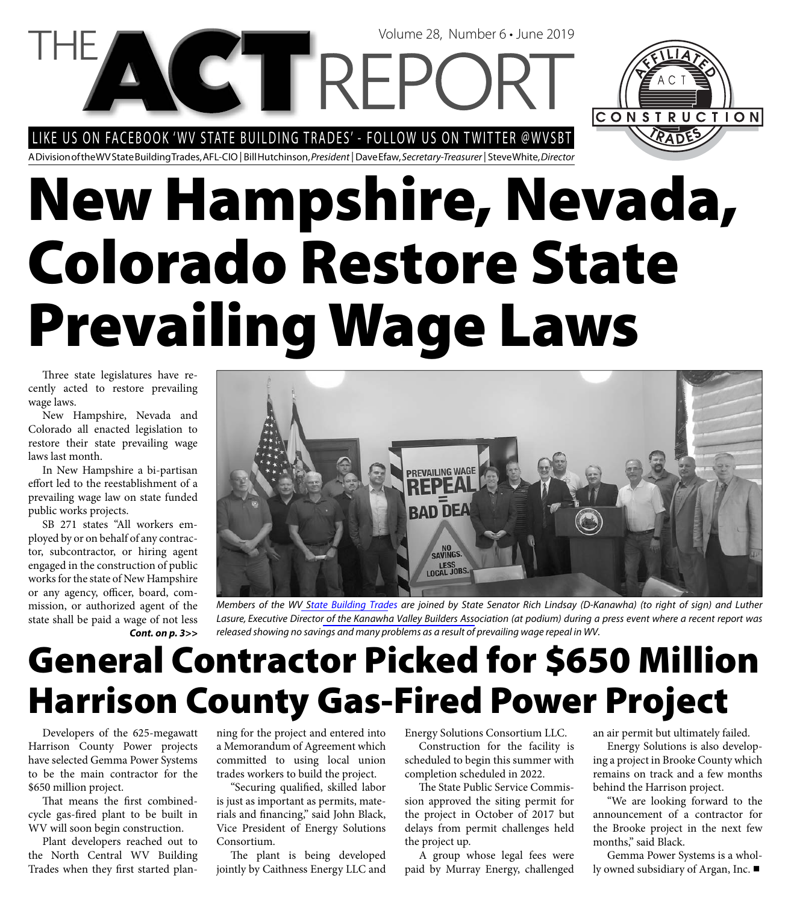# THE ACT REPORT

Volume 28, Number 6 • June 2019

LIKE US ON FACEBOOK 'WV STATE BUILDING TRADES' - FOLLOW US ON TWITTER @WVSBT

A Division of the WV State Building Trades, AFL-CIO | Bill Hutchinson, *President* | Dave Efaw, *Secretary-Treasurer* | Steve White, *Director*

# New Hampshire, Nevada, Colorado Restore State Prevailing Wage Laws

Three state legislatures have recently acted to restore prevailing wage laws.

New Hampshire, Nevada and Colorado all enacted legislation to restore their state prevailing wage laws last month.

In New Hampshire a bi-partisan effort led to the reestablishment of a prevailing wage law on state funded public works projects.

SB 271 states "All workers employed by or on behalf of any contractor, subcontractor, or hiring agent engaged in the construction of public works for the state of New Hampshire or any agency, officer, board, commission, or authorized agent of the state shall be paid a wage of not less

***Cont. on p. 3>>***

*Members of the WV State Building Trades are joined by State Senator Rich Lindsay (D-Kanawha) (to right of sign) and Luther Lasure, Executive Director of the Kanawha Valley Builders Association (at podium) during a press event where a recent report was released showing no savings and many problems as a result of prevailing wage repeal in WV.*

# General Contractor Picked for $650 Million Harrison County Gas-Fired Power Project

Developers of the 625-megawatt Harrison County Power projects have selected Gemma Power Systems to be the main contractor for the $650 million project.

That means the first combined-cycle gas-fired plant to be built in WV will soon begin construction.

Plant developers reached out to the North Central WV Building Trades when they first started planning for the project and entered into a Memorandum of Agreement which committed to using local union trades workers to build the project.

"Securing qualified, skilled labor is just as important as permits, materials and financing," said John Black, Vice President of Energy Solutions Consortium.

The plant is being developed jointly by Caithness Energy LLC and Energy Solutions Consortium LLC.

Construction for the facility is scheduled to begin this summer with completion scheduled in 2022.

The State Public Service Commission approved the siting permit for the project in October of 2017 but delays from permit challenges held the project up.

A group whose legal fees were paid by Murray Energy, challenged an air permit but ultimately failed.

Energy Solutions is also developing a project in Brooke County which remains on track and a few months behind the Harrison project.

"We are looking forward to the announcement of a contractor for the Brooke project in the next few months," said Black.

Gemma Power Systems is a wholly owned subsidiary of Argan, Inc. ■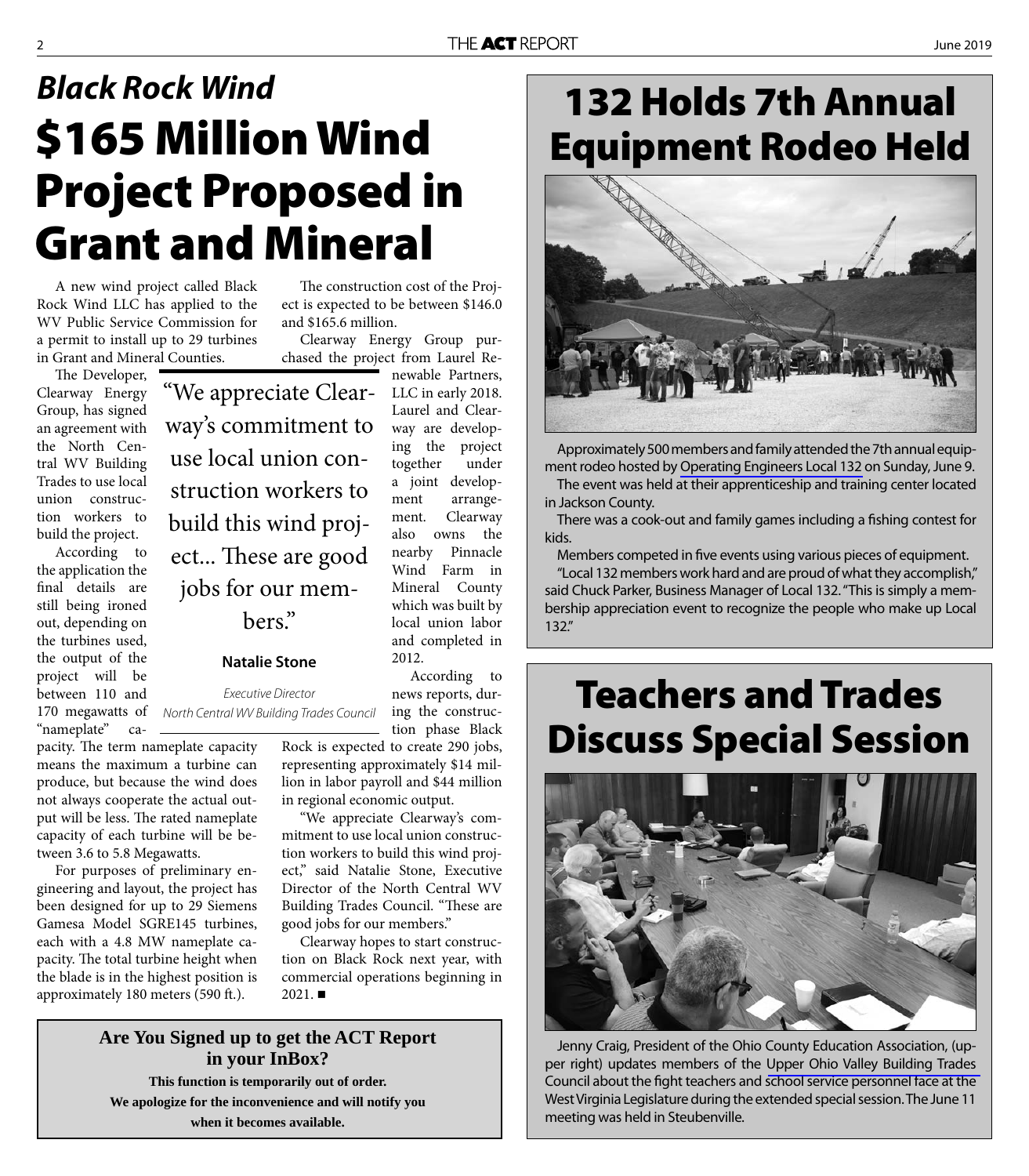## *Black Rock Wind*

# $165 Million Wind Project Proposed in Grant and Mineral

A new wind project called Black Rock Wind LLC has applied to the WV Public Service Commission for a permit to install up to 29 turbines in Grant and Mineral Counties.

The Developer, Clearway Energy Group, has signed an agreement with the North Central WV Building Trades to use local union construction workers to build the project.

According to the application the final details are still being ironed out, depending on the turbines used, the output of the project will be between 110 and 170 megawatts of "nameplate" capacity. The term nameplate capacity means the maximum a turbine can produce, but because the wind does not always cooperate the actual output will be less. The rated nameplate capacity of each turbine will be between 3.6 to 5.8 Megawatts.

For purposes of preliminary engineering and layout, the project has been designed for up to 29 Siemens Gamesa Model SGRE145 turbines, each with a 4.8 MW nameplate capacity. The total turbine height when the blade is in the highest position is approximately 180 meters (590 ft.).

> "We appreciate Clearway's commitment to use local union construction workers to build this wind project... These are good jobs for our members."
>
> **Natalie Stone**
>
> *Executive Director*
> *North Central WV Building Trades Council*

The construction cost of the Project is expected to be between $146.0 and $165.6 million.

Clearway Energy Group purchased the project from Laurel Renewable Partners, LLC in early 2018. Laurel and Clearway are developing the project together under a joint development arrangement. Clearway also owns the nearby Pinnacle Wind Farm in Mineral County which was built by local union labor and completed in 2012.

According to news reports, during the construction phase Black Rock is expected to create 290 jobs, representing approximately $14 million in labor payroll and $44 million in regional economic output.

"We appreciate Clearway's commitment to use local union construction workers to build this wind project," said Natalie Stone, Executive Director of the North Central WV Building Trades Council. "These are good jobs for our members."

Clearway hopes to start construction on Black Rock next year, with commercial operations beginning in 2021. ■

**Are You Signed up to get the ACT Report in your InBox?**

**This function is temporarily out of order.**
**We apologize for the inconvenience and will notify you when it becomes available.**

# 132 Holds 7th Annual Equipment Rodeo Held

Approximately 500 members and family attended the 7th annual equipment rodeo hosted by Operating Engineers Local 132 on Sunday, June 9.

The event was held at their apprenticeship and training center located in Jackson County.

There was a cook-out and family games including a fishing contest for kids.

Members competed in five events using various pieces of equipment.

"Local 132 members work hard and are proud of what they accomplish," said Chuck Parker, Business Manager of Local 132. "This is simply a membership appreciation event to recognize the people who make up Local 132."

# Teachers and Trades Discuss Special Session

Jenny Craig, President of the Ohio County Education Association, (upper right) updates members of the Upper Ohio Valley Building Trades Council about the fight teachers and school service personnel face at the West Virginia Legislature during the extended special session. The June 11 meeting was held in Steubenville.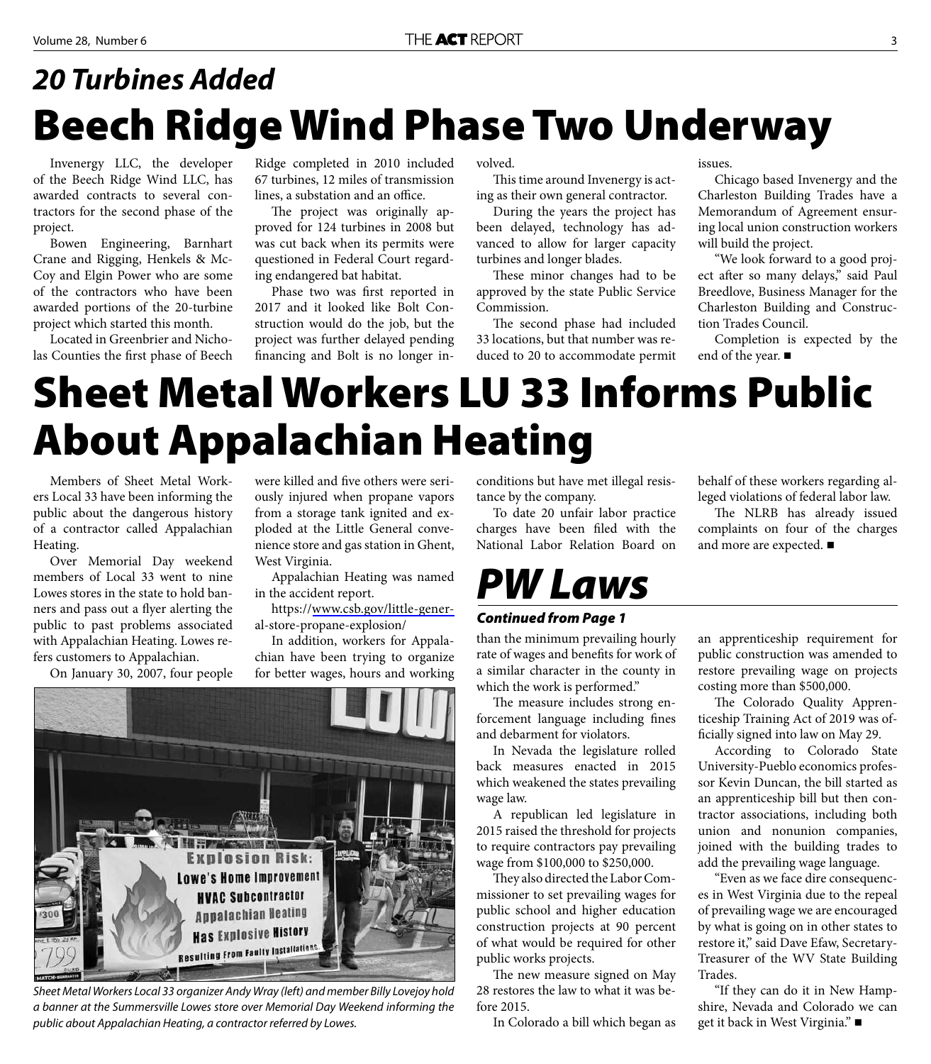## *20 Turbines Added*

# Beech Ridge Wind Phase Two Underway

Invenergy LLC, the developer of the Beech Ridge Wind LLC, has awarded contracts to several contractors for the second phase of the project.

Bowen Engineering, Barnhart Crane and Rigging, Henkels & McCoy and Elgin Power who are some of the contractors who have been awarded portions of the 20-turbine project which started this month.

Located in Greenbrier and Nicholas Counties the first phase of Beech Ridge completed in 2010 included 67 turbines, 12 miles of transmission lines, a substation and an office.

The project was originally approved for 124 turbines in 2008 but was cut back when its permits were questioned in Federal Court regarding endangered bat habitat.

Phase two was first reported in 2017 and it looked like Bolt Construction would do the job, but the project was further delayed pending financing and Bolt is no longer involved.

This time around Invenergy is acting as their own general contractor.

During the years the project has been delayed, technology has advanced to allow for larger capacity turbines and longer blades.

These minor changes had to be approved by the state Public Service Commission.

The second phase had included 33 locations, but that number was reduced to 20 to accommodate permit issues.

Chicago based Invenergy and the Charleston Building Trades have a Memorandum of Agreement ensuring local union construction workers will build the project.

"We look forward to a good project after so many delays," said Paul Breedlove, Business Manager for the Charleston Building and Construction Trades Council.

Completion is expected by the end of the year. ■

# Sheet Metal Workers LU 33 Informs Public About Appalachian Heating

Members of Sheet Metal Workers Local 33 have been informing the public about the dangerous history of a contractor called Appalachian Heating.

Over Memorial Day weekend members of Local 33 went to nine Lowes stores in the state to hold banners and pass out a flyer alerting the public to past problems associated with Appalachian Heating. Lowes refers customers to Appalachian.

On January 30, 2007, four people were killed and five others were seriously injured when propane vapors from a storage tank ignited and exploded at the Little General convenience store and gas station in Ghent, West Virginia.

Appalachian Heating was named in the accident report.

https://www.csb.gov/little-general-store-propane-explosion/

In addition, workers for Appalachian have been trying to organize for better wages, hours and working conditions but have met illegal resistance by the company.

To date 20 unfair labor practice charges have been filed with the National Labor Relation Board on behalf of these workers regarding alleged violations of federal labor law.

The NLRB has already issued complaints on four of the charges and more are expected. ■

*Sheet Metal Workers Local 33 organizer Andy Wray (left) and member Billy Lovejoy hold a banner at the Summersville Lowes store over Memorial Day Weekend informing the public about Appalachian Heating, a contractor referred by Lowes.*

# *PW Laws*

***Continued from Page 1***

than the minimum prevailing hourly rate of wages and benefits for work of a similar character in the county in which the work is performed."

The measure includes strong enforcement language including fines and debarment for violators.

In Nevada the legislature rolled back measures enacted in 2015 which weakened the states prevailing wage law.

A republican led legislature in 2015 raised the threshold for projects to require contractors pay prevailing wage from $100,000 to $250,000.

They also directed the Labor Commissioner to set prevailing wages for public school and higher education construction projects at 90 percent of what would be required for other public works projects.

The new measure signed on May 28 restores the law to what it was before 2015.

In Colorado a bill which began as an apprenticeship requirement for public construction was amended to restore prevailing wage on projects costing more than $500,000.

The Colorado Quality Apprenticeship Training Act of 2019 was officially signed into law on May 29.

According to Colorado State University-Pueblo economics professor Kevin Duncan, the bill started as an apprenticeship bill but then contractor associations, including both union and nonunion companies, joined with the building trades to add the prevailing wage language.

"Even as we face dire consequences in West Virginia due to the repeal of prevailing wage we are encouraged by what is going on in other states to restore it," said Dave Efaw, Secretary-Treasurer of the WV State Building Trades.

"If they can do it in New Hampshire, Nevada and Colorado we can get it back in West Virginia." ■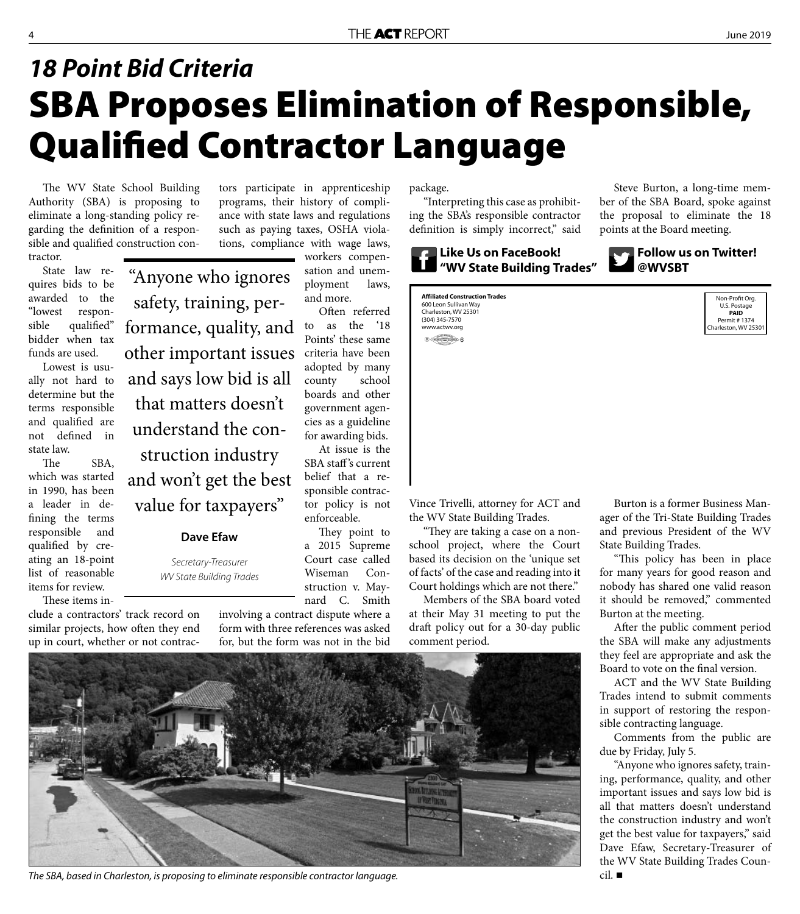## *18 Point Bid Criteria*

# SBA Proposes Elimination of Responsible, Qualified Contractor Language

The WV State School Building Authority (SBA) is proposing to eliminate a long-standing policy regarding the definition of a responsible and qualified construction contractor.

State law requires bids to be awarded to the "lowest responsible qualified" bidder when tax funds are used.

Lowest is usually not hard to determine but the terms responsible and qualified are not defined in state law.

The SBA, which was started in 1990, has been a leader in defining the terms responsible and qualified by creating an 18-point list of reasonable items for review.

These items include a contractors' track record on similar projects, how often they end up in court, whether or not contractors participate in apprenticeship programs, their history of compliance with state laws and regulations such as paying taxes, OSHA violations, compliance with wage laws, workers compensation and unemployment laws, and more.

> "Anyone who ignores safety, training, performance, quality, and other important issues and says low bid is all that matters doesn't understand the construction industry and won't get the best value for taxpayers"
>
> **Dave Efaw**
>
> *Secretary-Treasurer*
> *WV State Building Trades*

Often referred to as the '18 Points' these same criteria have been adopted by many county school boards and other government agencies as a guideline for awarding bids.

At issue is the SBA staff's current belief that a responsible contractor policy is not enforceable.

They point to a 2015 Supreme Court case called Wiseman Construction v. Maynard C. Smith involving a contract dispute where a form with three references was asked for, but the form was not in the bid package.

"Interpreting this case as prohibiting the SBA's responsible contractor definition is simply incorrect," said Vince Trivelli, attorney for ACT and the WV State Building Trades.

"They are taking a case on a non-school project, where the Court based its decision on the 'unique set of facts' of the case and reading into it Court holdings which are not there."

Members of the SBA board voted at their May 31 meeting to put the draft policy out for a 30-day public comment period.

Steve Burton, a long-time member of the SBA Board, spoke against the proposal to eliminate the 18 points at the Board meeting.

Burton is a former Business Manager of the Tri-State Building Trades and previous President of the WV State Building Trades.

"This policy has been in place for many years for good reason and nobody has shared one valid reason it should be removed," commented Burton at the meeting.

After the public comment period the SBA will make any adjustments they feel are appropriate and ask the Board to vote on the final version.

ACT and the WV State Building Trades intend to submit comments in support of restoring the responsible contracting language.

Comments from the public are due by Friday, July 5.

"Anyone who ignores safety, training, performance, quality, and other important issues and says low bid is all that matters doesn't understand the construction industry and won't get the best value for taxpayers," said Dave Efaw, Secretary-Treasurer of the WV State Building Trades Council. ■

**Like Us on FaceBook! "WV State Building Trades"**

**Follow us on Twitter! @WVSBT**

**Affiliated Construction Trades**
600 Leon Sullivan Way
Charleston, WV 25301
(304) 345-7570
www.actwv.org

Non-Profit Org.
U.S. Postage
**PAID**
Permit # 1374
Charleston, WV 25301

*The SBA, based in Charleston, is proposing to eliminate responsible contractor language.*